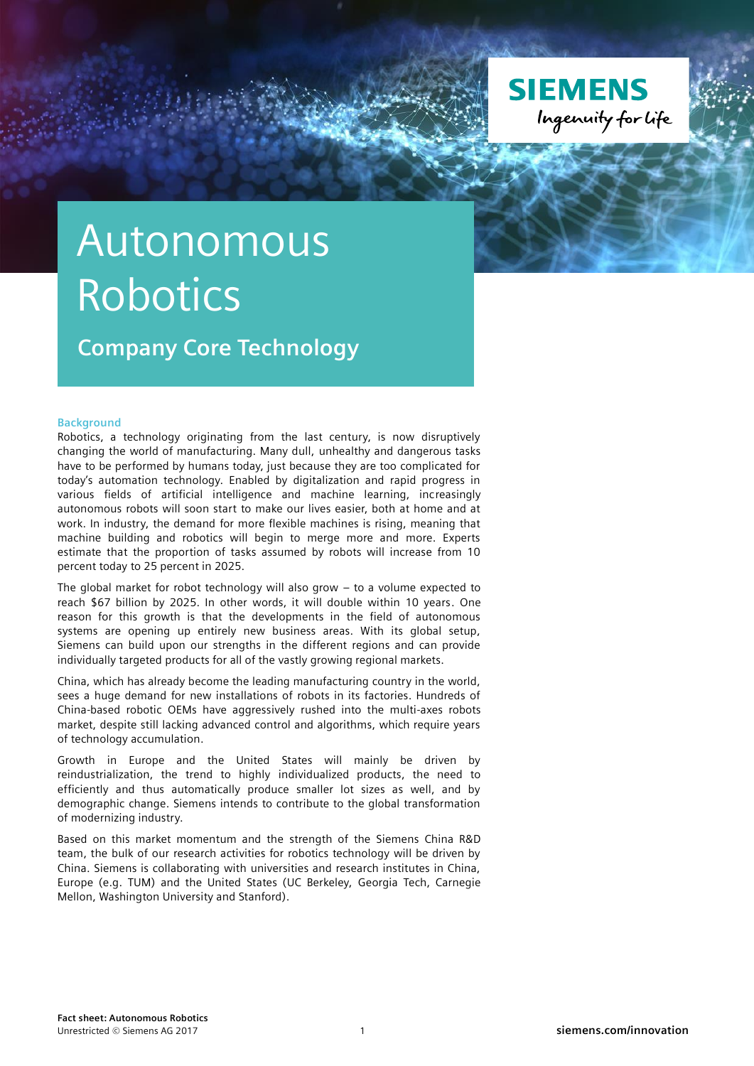# Autonomous Robotics

## Company Core Technology

### Background

Robotics, a technology originating from the last century, is now disruptively changing the world of manufacturing. Many dull, unhealthy and dangerous tasks have to be performed by humans today, just because they are too complicated for today's automation technology. Enabled by digitalization and rapid progress in various fields of artificial intelligence and machine learning, increasingly autonomous robots will soon start to make our lives easier, both at home and at work. In industry, the demand for more flexible machines is rising, meaning that machine building and robotics will begin to merge more and more. Experts estimate that the proportion of tasks assumed by robots will increase from 10 percent today to 25 percent in 2025.

The global market for robot technology will also grow – to a volume expected to reach $67 billion by 2025. In other words, it will double within 10 years. One reason for this growth is that the developments in the field of autonomous systems are opening up entirely new business areas. With its global setup, Siemens can build upon our strengths in the different regions and can provide individually targeted products for all of the vastly growing regional markets.

China, which has already become the leading manufacturing country in the world, sees a huge demand for new installations of robots in its factories. Hundreds of China-based robotic OEMs have aggressively rushed into the multi-axes robots market, despite still lacking advanced control and algorithms, which require years of technology accumulation.

Growth in Europe and the United States will mainly be driven by reindustrialization, the trend to highly individualized products, the need to efficiently and thus automatically produce smaller lot sizes as well, and by demographic change. Siemens intends to contribute to the global transformation of modernizing industry.

Based on this market momentum and the strength of the Siemens China R&D team, the bulk of our research activities for robotics technology will be driven by China. Siemens is collaborating with universities and research institutes in China, Europe (e.g. TUM) and the United States (UC Berkeley, Georgia Tech, Carnegie Mellon, Washington University and Stanford).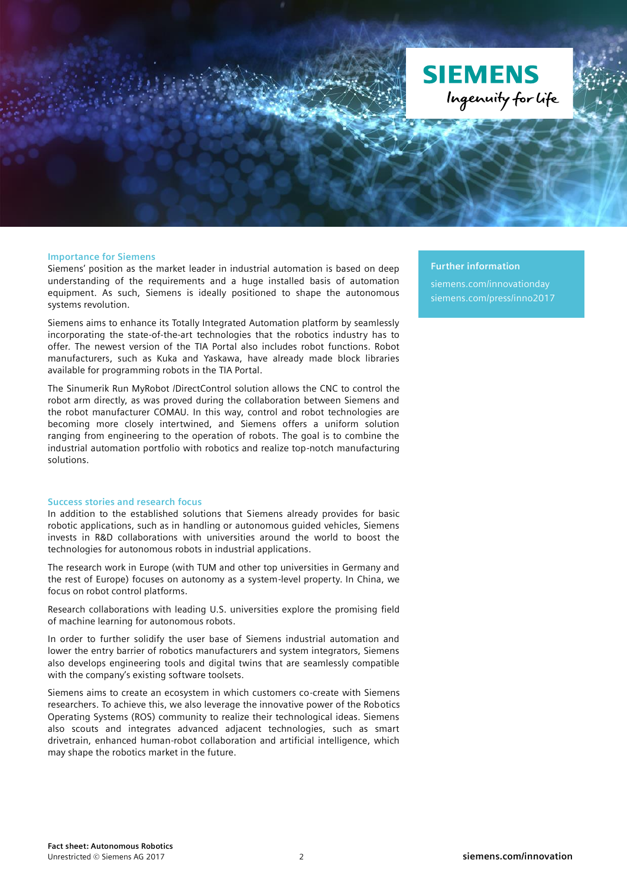## Importance for Siemens

Siemens' position as the market leader in industrial automation is based on deep understanding of the requirements and a huge installed basis of automation equipment. As such, Siemens is ideally positioned to shape the autonomous systems revolution.

Siemens aims to enhance its Totally Integrated Automation platform by seamlessly incorporating the state-of-the-art technologies that the robotics industry has to offer. The newest version of the TIA Portal also includes robot functions. Robot manufacturers, such as Kuka and Yaskawa, have already made block libraries available for programming robots in the TIA Portal.

The Sinumerik Run MyRobot /DirectControl solution allows the CNC to control the robot arm directly, as was proved during the collaboration between Siemens and the robot manufacturer COMAU. In this way, control and robot technologies are becoming more closely intertwined, and Siemens offers a uniform solution ranging from engineering to the operation of robots. The goal is to combine the industrial automation portfolio with robotics and realize top-notch manufacturing solutions.

## Success stories and research focus

In addition to the established solutions that Siemens already provides for basic robotic applications, such as in handling or autonomous guided vehicles, Siemens invests in R&D collaborations with universities around the world to boost the technologies for autonomous robots in industrial applications.

The research work in Europe (with TUM and other top universities in Germany and the rest of Europe) focuses on autonomy as a system-level property. In China, we focus on robot control platforms.

Research collaborations with leading U.S. universities explore the promising field of machine learning for autonomous robots.

In order to further solidify the user base of Siemens industrial automation and lower the entry barrier of robotics manufacturers and system integrators, Siemens also develops engineering tools and digital twins that are seamlessly compatible with the company's existing software toolsets.

Siemens aims to create an ecosystem in which customers co-create with Siemens researchers. To achieve this, we also leverage the innovative power of the Robotics Operating Systems (ROS) community to realize their technological ideas. Siemens also scouts and integrates advanced adjacent technologies, such as smart drivetrain, enhanced human-robot collaboration and artificial intelligence, which may shape the robotics market in the future.

## Further information

siemens.com/innovationday
siemens.com/press/inno2017